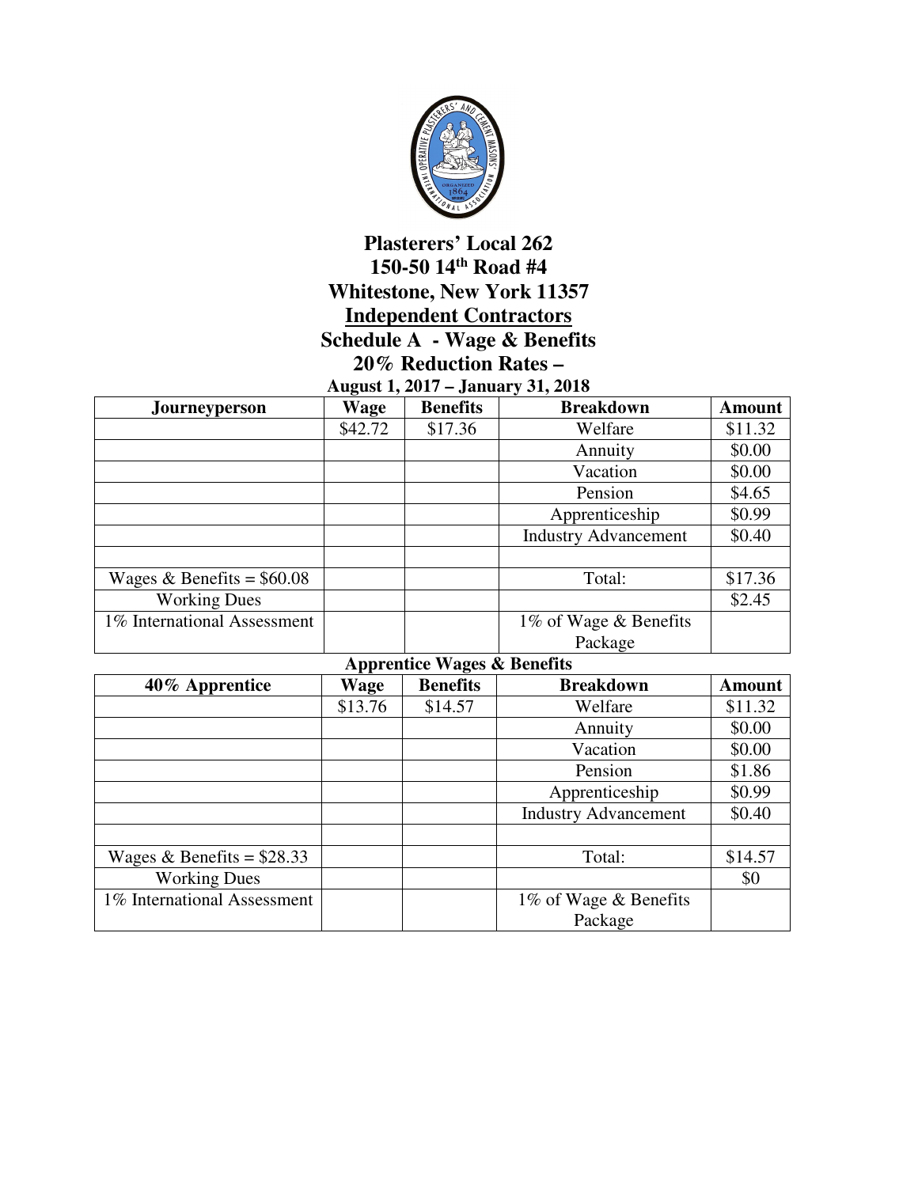# Plasterers' Local 262

**150-50 14th Road #4**

**Whitestone, New York 11357**

**Independent Contractors**

**Schedule A - Wage & Benefits**

**20% Reduction Rates –**

**August 1, 2017 – January 31, 2018**

| Journeyperson | Wage | Benefits | Breakdown | Amount |
|---|---|---|---|---|
| | $42.72 | $17.36 | Welfare | $11.32 |
| | | | Annuity | $0.00 |
| | | | Vacation | $0.00 |
| | | | Pension | $4.65 |
| | | | Apprenticeship | $0.99 |
| | | | Industry Advancement | $0.40 |
| | | | | |
| Wages & Benefits = $60.08 | | | Total: | $17.36 |
| Working Dues | | | | $2.45 |
| 1% International Assessment | | | 1% of Wage & Benefits Package | |

**Apprentice Wages & Benefits**

| 40% Apprentice | Wage | Benefits | Breakdown | Amount |
|---|---|---|---|---|
| | $13.76 | $14.57 | Welfare | $11.32 |
| | | | Annuity | $0.00 |
| | | | Vacation | $0.00 |
| | | | Pension | $1.86 |
| | | | Apprenticeship | $0.99 |
| | | | Industry Advancement | $0.40 |
| | | | | |
| Wages & Benefits = $28.33 | | | Total: | $14.57 |
| Working Dues | | | | $0 |
| 1% International Assessment | | | 1% of Wage & Benefits Package | |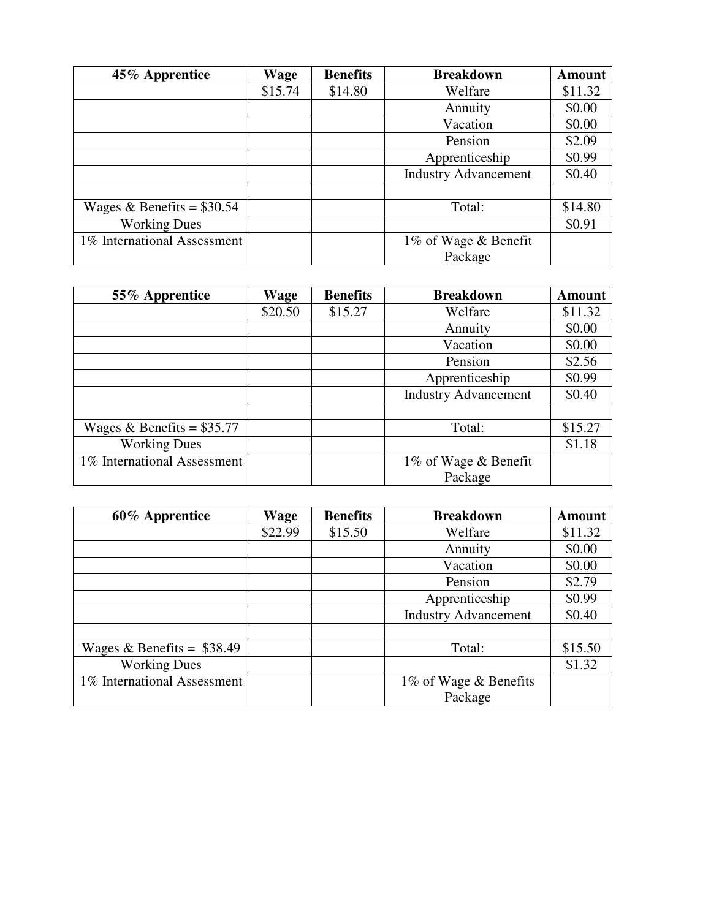| 45% Apprentice | Wage | Benefits | Breakdown | Amount |
|---|---|---|---|---|
| | $15.74 | $14.80 | Welfare | $11.32 |
| | | | Annuity | $0.00 |
| | | | Vacation | $0.00 |
| | | | Pension | $2.09 |
| | | | Apprenticeship | $0.99 |
| | | | Industry Advancement | $0.40 |
| | | | | |
| Wages & Benefits = $30.54 | | | Total: | $14.80 |
| Working Dues | | | | $0.91 |
| 1% International Assessment | | | 1% of Wage & Benefit Package | |

| 55% Apprentice | Wage | Benefits | Breakdown | Amount |
|---|---|---|---|---|
| | $20.50 | $15.27 | Welfare | $11.32 |
| | | | Annuity | $0.00 |
| | | | Vacation | $0.00 |
| | | | Pension | $2.56 |
| | | | Apprenticeship | $0.99 |
| | | | Industry Advancement | $0.40 |
| | | | | |
| Wages & Benefits = $35.77 | | | Total: | $15.27 |
| Working Dues | | | | $1.18 |
| 1% International Assessment | | | 1% of Wage & Benefit Package | |

| 60% Apprentice | Wage | Benefits | Breakdown | Amount |
|---|---|---|---|---|
| | $22.99 | $15.50 | Welfare | $11.32 |
| | | | Annuity | $0.00 |
| | | | Vacation | $0.00 |
| | | | Pension | $2.79 |
| | | | Apprenticeship | $0.99 |
| | | | Industry Advancement | $0.40 |
| | | | | |
| Wages & Benefits = $38.49 | | | Total: | $15.50 |
| Working Dues | | | | $1.32 |
| 1% International Assessment | | | 1% of Wage & Benefits Package | |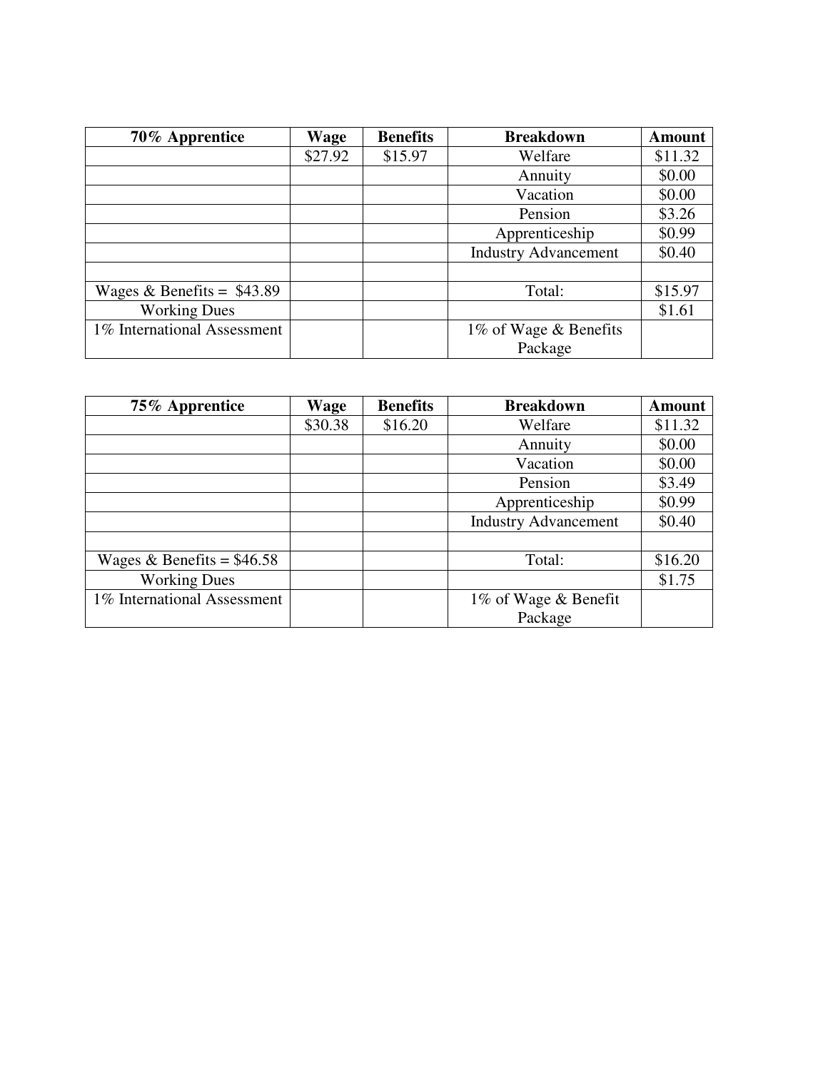| 70% Apprentice | Wage | Benefits | Breakdown | Amount |
|---|---|---|---|---|
| | $27.92 | $15.97 | Welfare | $11.32 |
| | | | Annuity | $0.00 |
| | | | Vacation | $0.00 |
| | | | Pension | $3.26 |
| | | | Apprenticeship | $0.99 |
| | | | Industry Advancement | $0.40 |
| | | | | |
| Wages & Benefits = $43.89 | | | Total: | $15.97 |
| Working Dues | | | | $1.61 |
| 1% International Assessment | | | 1% of Wage & Benefits Package | |

| 75% Apprentice | Wage | Benefits | Breakdown | Amount |
|---|---|---|---|---|
| | $30.38 | $16.20 | Welfare | $11.32 |
| | | | Annuity | $0.00 |
| | | | Vacation | $0.00 |
| | | | Pension | $3.49 |
| | | | Apprenticeship | $0.99 |
| | | | Industry Advancement | $0.40 |
| | | | | |
| Wages & Benefits = $46.58 | | | Total: | $16.20 |
| Working Dues | | | | $1.75 |
| 1% International Assessment | | | 1% of Wage & Benefit Package | |